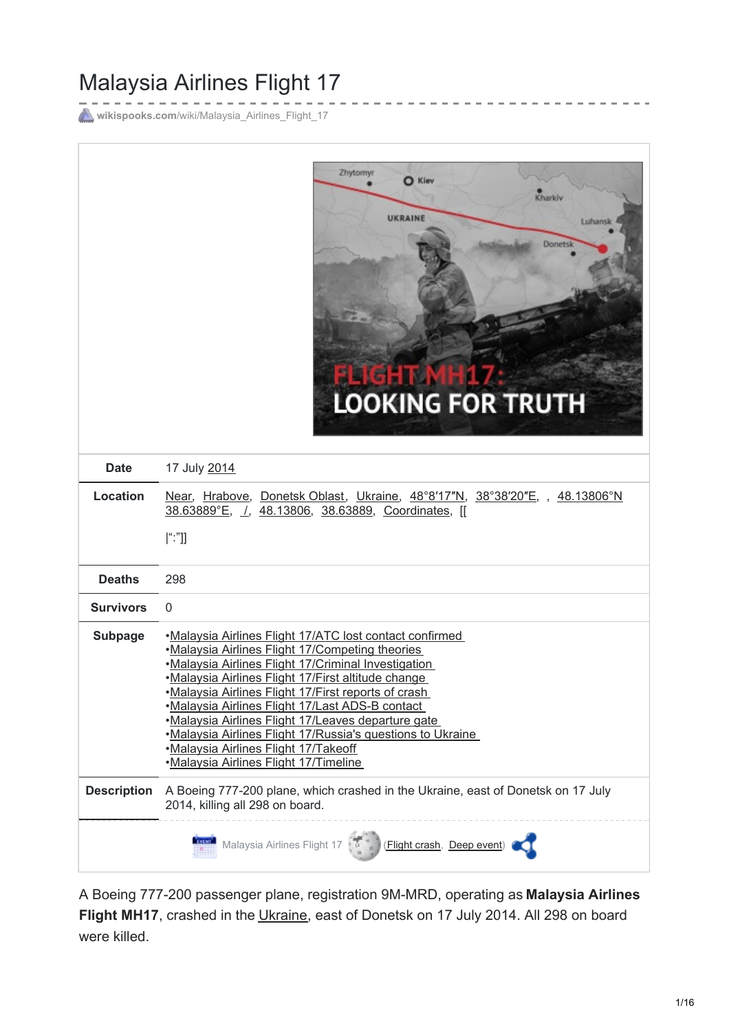# Malaysia Airlines Flight 17

wikispooks.com/wiki/Malaysia_Airlines_Flight_17

| | |
|---|---|
| **Date** | 17 July 2014 |
| **Location** | Near, Hrabove, Donetsk Oblast, Ukraine, 48°8′17″N, 38°38′20″E, , 48.13806°N 38.63889°E, /, 48.13806, 38.63889, Coordinates, [[ \|“:”]] |
| **Deaths** | 298 |
| **Survivors** | 0 |
| **Subpage** | •Malaysia Airlines Flight 17/ATC lost contact confirmed •Malaysia Airlines Flight 17/Competing theories •Malaysia Airlines Flight 17/Criminal Investigation •Malaysia Airlines Flight 17/First altitude change •Malaysia Airlines Flight 17/First reports of crash •Malaysia Airlines Flight 17/Last ADS-B contact •Malaysia Airlines Flight 17/Leaves departure gate •Malaysia Airlines Flight 17/Russia's questions to Ukraine •Malaysia Airlines Flight 17/Takeoff •Malaysia Airlines Flight 17/Timeline |
| **Description** | A Boeing 777-200 plane, which crashed in the Ukraine, east of Donetsk on 17 July 2014, killing all 298 on board. |

Malaysia Airlines Flight 17 (Flight crash, Deep event)

A Boeing 777-200 passenger plane, registration 9M-MRD, operating as **Malaysia Airlines Flight MH17**, crashed in the Ukraine, east of Donetsk on 17 July 2014. All 298 on board were killed.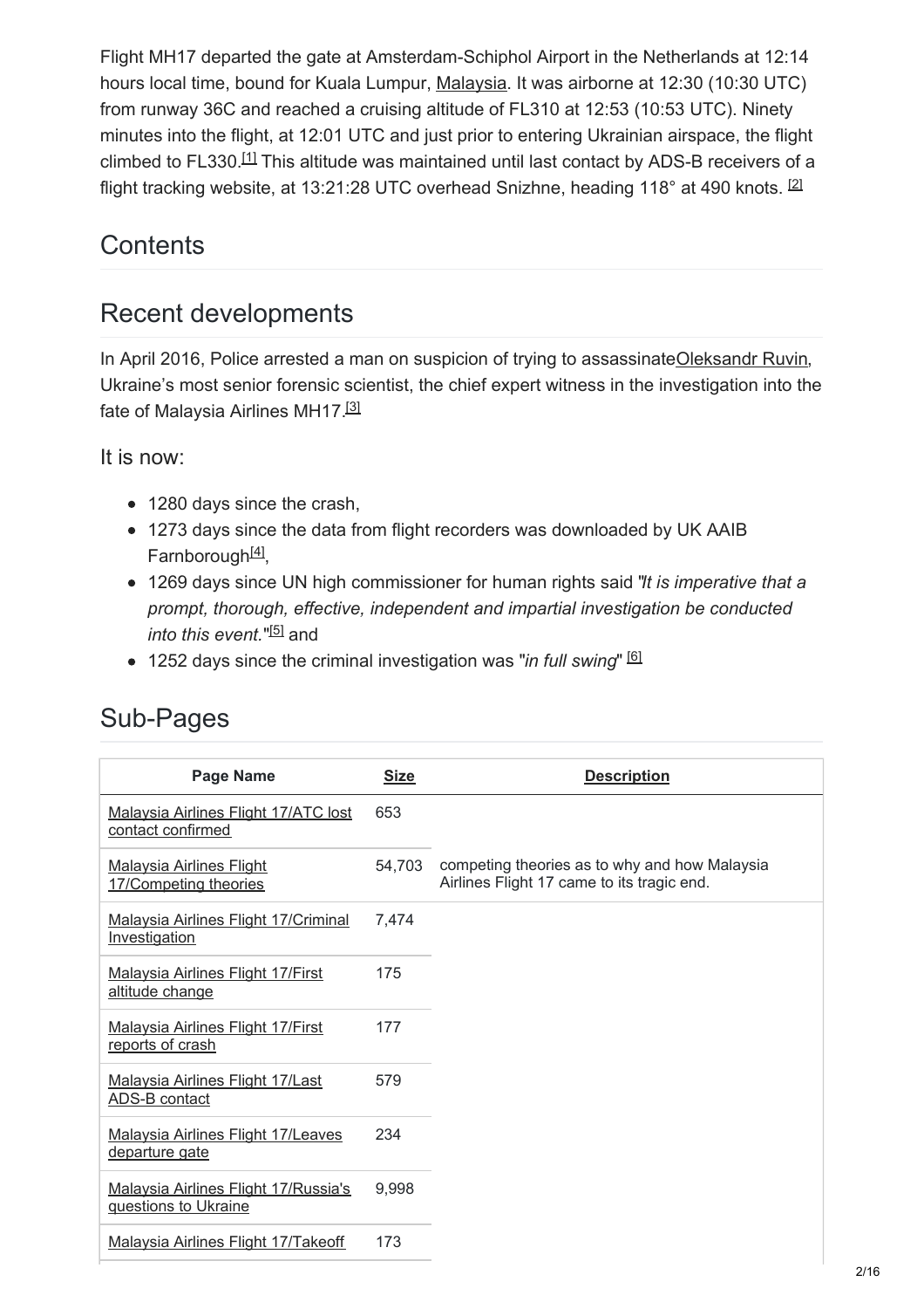Flight MH17 departed the gate at Amsterdam-Schiphol Airport in the Netherlands at 12:14 hours local time, bound for Kuala Lumpur, Malaysia. It was airborne at 12:30 (10:30 UTC) from runway 36C and reached a cruising altitude of FL310 at 12:53 (10:53 UTC). Ninety minutes into the flight, at 12:01 UTC and just prior to entering Ukrainian airspace, the flight climbed to FL330.[1] This altitude was maintained until last contact by ADS-B receivers of a flight tracking website, at 13:21:28 UTC overhead Snizhne, heading 118° at 490 knots. [2]

## Contents

## Recent developments

In April 2016, Police arrested a man on suspicion of trying to assassinateOleksandr Ruvin, Ukraine's most senior forensic scientist, the chief expert witness in the investigation into the fate of Malaysia Airlines MH17.[3]

It is now:

- 1280 days since the crash,
- 1273 days since the data from flight recorders was downloaded by UK AAIB Farnborough[4],
- 1269 days since UN high commissioner for human rights said "*It is imperative that a prompt, thorough, effective, independent and impartial investigation be conducted into this event.*"[5] and
- 1252 days since the criminal investigation was "*in full swing*" [6]

## Sub-Pages

| Page Name | Size | Description |
|---|---|---|
| Malaysia Airlines Flight 17/ATC lost contact confirmed | 653 | |
| Malaysia Airlines Flight 17/Competing theories | 54,703 | competing theories as to why and how Malaysia Airlines Flight 17 came to its tragic end. |
| Malaysia Airlines Flight 17/Criminal Investigation | 7,474 | |
| Malaysia Airlines Flight 17/First altitude change | 175 | |
| Malaysia Airlines Flight 17/First reports of crash | 177 | |
| Malaysia Airlines Flight 17/Last ADS-B contact | 579 | |
| Malaysia Airlines Flight 17/Leaves departure gate | 234 | |
| Malaysia Airlines Flight 17/Russia's questions to Ukraine | 9,998 | |
| Malaysia Airlines Flight 17/Takeoff | 173 | |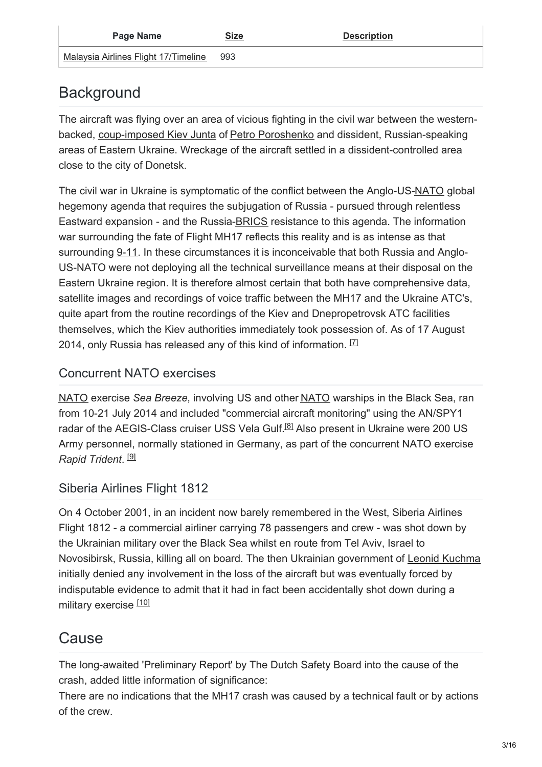| Page Name | Size | Description |
| --- | --- | --- |
| Malaysia Airlines Flight 17/Timeline | 993 | |

# Background

The aircraft was flying over an area of vicious fighting in the civil war between the western-backed, coup-imposed Kiev Junta of Petro Poroshenko and dissident, Russian-speaking areas of Eastern Ukraine. Wreckage of the aircraft settled in a dissident-controlled area close to the city of Donetsk.

The civil war in Ukraine is symptomatic of the conflict between the Anglo-US-NATO global hegemony agenda that requires the subjugation of Russia - pursued through relentless Eastward expansion - and the Russia-BRICS resistance to this agenda. The information war surrounding the fate of Flight MH17 reflects this reality and is as intense as that surrounding 9-11. In these circumstances it is inconceivable that both Russia and Anglo-US-NATO were not deploying all the technical surveillance means at their disposal on the Eastern Ukraine region. It is therefore almost certain that both have comprehensive data, satellite images and recordings of voice traffic between the MH17 and the Ukraine ATC's, quite apart from the routine recordings of the Kiev and Dnepropetrovsk ATC facilities themselves, which the Kiev authorities immediately took possession of. As of 17 August 2014, only Russia has released any of this kind of information. [7]

## Concurrent NATO exercises

NATO exercise *Sea Breeze*, involving US and other NATO warships in the Black Sea, ran from 10-21 July 2014 and included "commercial aircraft monitoring" using the AN/SPY1 radar of the AEGIS-Class cruiser USS Vela Gulf.[8] Also present in Ukraine were 200 US Army personnel, normally stationed in Germany, as part of the concurrent NATO exercise *Rapid Trident*. [9]

## Siberia Airlines Flight 1812

On 4 October 2001, in an incident now barely remembered in the West, Siberia Airlines Flight 1812 - a commercial airliner carrying 78 passengers and crew - was shot down by the Ukrainian military over the Black Sea whilst en route from Tel Aviv, Israel to Novosibirsk, Russia, killing all on board. The then Ukrainian government of Leonid Kuchma initially denied any involvement in the loss of the aircraft but was eventually forced by indisputable evidence to admit that it had in fact been accidentally shot down during a military exercise [10]

# Cause

The long-awaited 'Preliminary Report' by The Dutch Safety Board into the cause of the crash, added little information of significance:

There are no indications that the MH17 crash was caused by a technical fault or by actions of the crew.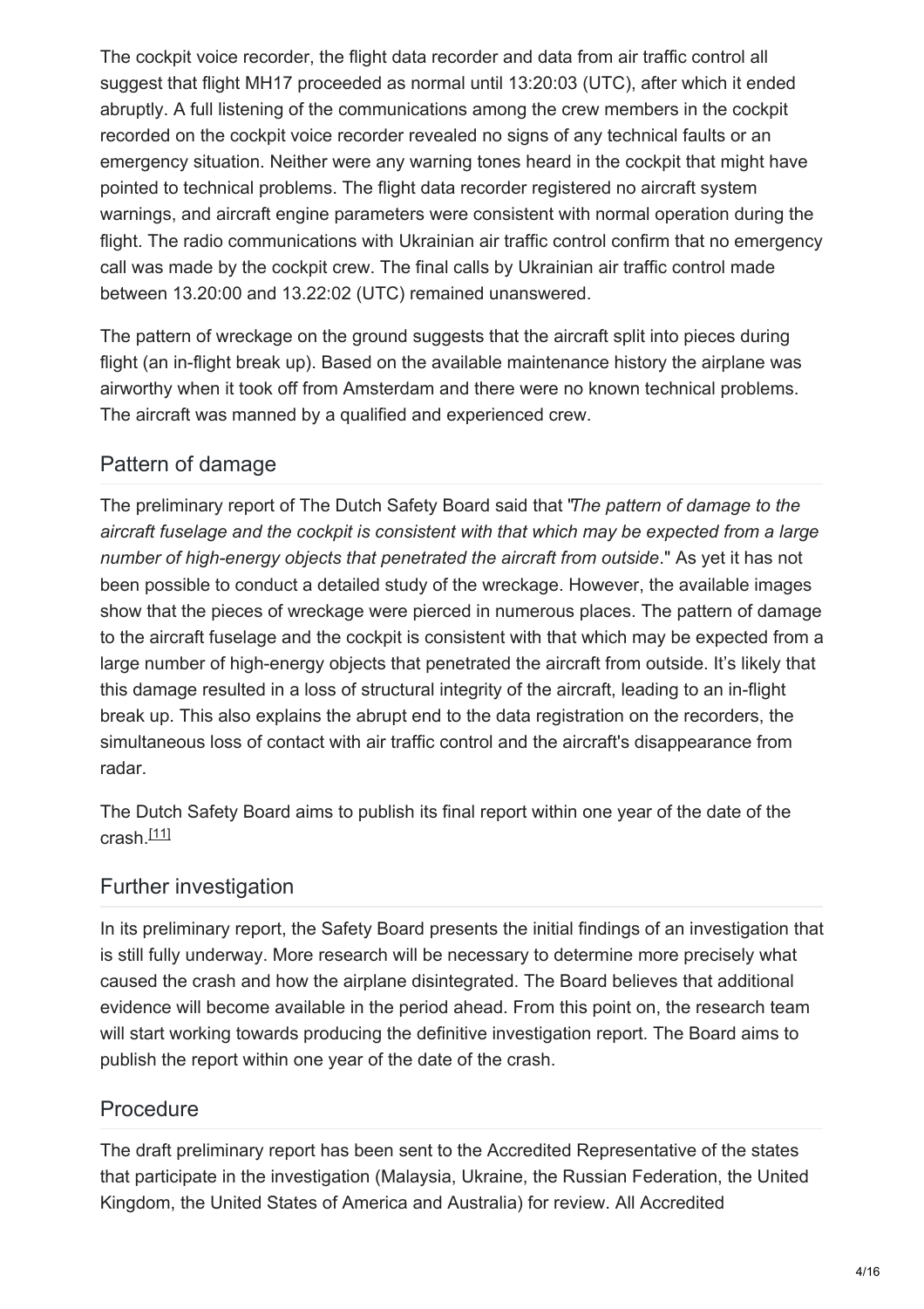The cockpit voice recorder, the flight data recorder and data from air traffic control all suggest that flight MH17 proceeded as normal until 13:20:03 (UTC), after which it ended abruptly. A full listening of the communications among the crew members in the cockpit recorded on the cockpit voice recorder revealed no signs of any technical faults or an emergency situation. Neither were any warning tones heard in the cockpit that might have pointed to technical problems. The flight data recorder registered no aircraft system warnings, and aircraft engine parameters were consistent with normal operation during the flight. The radio communications with Ukrainian air traffic control confirm that no emergency call was made by the cockpit crew. The final calls by Ukrainian air traffic control made between 13.20:00 and 13.22:02 (UTC) remained unanswered.

The pattern of wreckage on the ground suggests that the aircraft split into pieces during flight (an in-flight break up). Based on the available maintenance history the airplane was airworthy when it took off from Amsterdam and there were no known technical problems. The aircraft was manned by a qualified and experienced crew.

## Pattern of damage

The preliminary report of The Dutch Safety Board said that "*The pattern of damage to the aircraft fuselage and the cockpit is consistent with that which may be expected from a large number of high-energy objects that penetrated the aircraft from outside*." As yet it has not been possible to conduct a detailed study of the wreckage. However, the available images show that the pieces of wreckage were pierced in numerous places. The pattern of damage to the aircraft fuselage and the cockpit is consistent with that which may be expected from a large number of high-energy objects that penetrated the aircraft from outside. It's likely that this damage resulted in a loss of structural integrity of the aircraft, leading to an in-flight break up. This also explains the abrupt end to the data registration on the recorders, the simultaneous loss of contact with air traffic control and the aircraft's disappearance from radar.

The Dutch Safety Board aims to publish its final report within one year of the date of the crash.[11]

## Further investigation

In its preliminary report, the Safety Board presents the initial findings of an investigation that is still fully underway. More research will be necessary to determine more precisely what caused the crash and how the airplane disintegrated. The Board believes that additional evidence will become available in the period ahead. From this point on, the research team will start working towards producing the definitive investigation report. The Board aims to publish the report within one year of the date of the crash.

## Procedure

The draft preliminary report has been sent to the Accredited Representative of the states that participate in the investigation (Malaysia, Ukraine, the Russian Federation, the United Kingdom, the United States of America and Australia) for review. All Accredited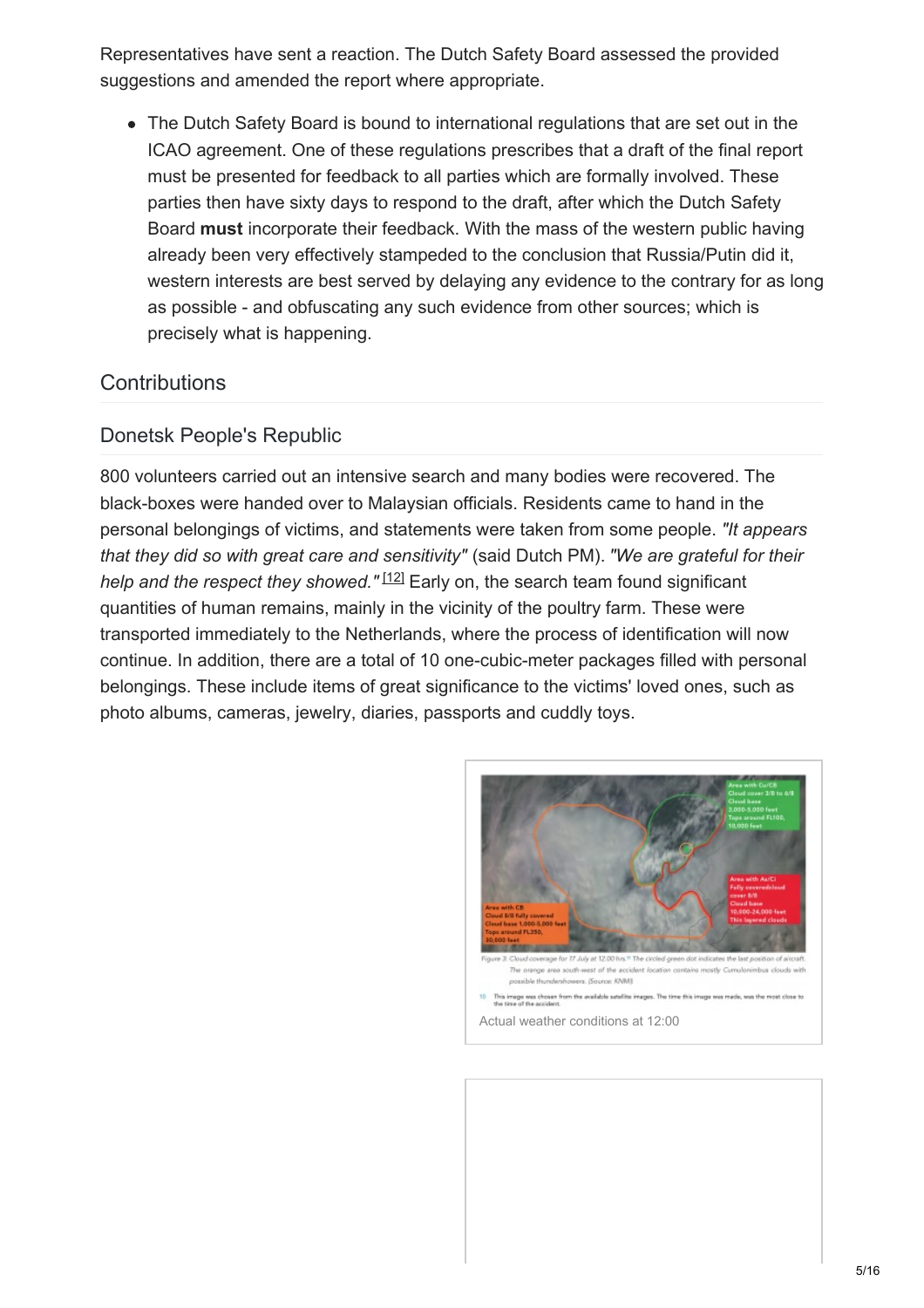Representatives have sent a reaction. The Dutch Safety Board assessed the provided suggestions and amended the report where appropriate.

- The Dutch Safety Board is bound to international regulations that are set out in the ICAO agreement. One of these regulations prescribes that a draft of the final report must be presented for feedback to all parties which are formally involved. These parties then have sixty days to respond to the draft, after which the Dutch Safety Board **must** incorporate their feedback. With the mass of the western public having already been very effectively stampeded to the conclusion that Russia/Putin did it, western interests are best served by delaying any evidence to the contrary for as long as possible - and obfuscating any such evidence from other sources; which is precisely what is happening.

## Contributions

### Donetsk People's Republic

800 volunteers carried out an intensive search and many bodies were recovered. The black-boxes were handed over to Malaysian officials. Residents came to hand in the personal belongings of victims, and statements were taken from some people. *"It appears that they did so with great care and sensitivity"* (said Dutch PM). *"We are grateful for their help and the respect they showed."* [12] Early on, the search team found significant quantities of human remains, mainly in the vicinity of the poultry farm. These were transported immediately to the Netherlands, where the process of identification will now continue. In addition, there are a total of 10 one-cubic-meter packages filled with personal belongings. These include items of great significance to the victims' loved ones, such as photo albums, cameras, jewelry, diaries, passports and cuddly toys.

Figure 3: Cloud coverage for 17 July at 12:00 hrs.[10] The circled green dot indicates the last position of aircraft. The orange area south-west of the accident location contains mostly Cumulonimbus clouds with possible thundershowers. (Source: KNMI)

[10] This image was chosen from the available satellite images. The time this image was made, was the most close to the time of the accident.

Actual weather conditions at 12:00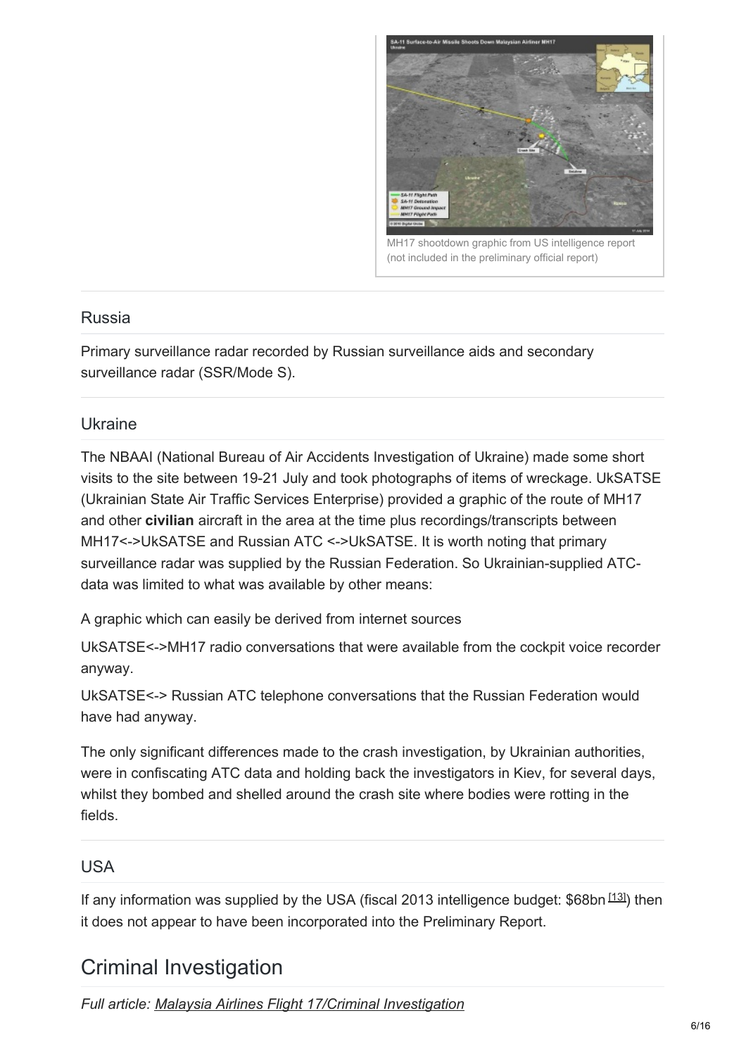MH17 shootdown graphic from US intelligence report (not included in the preliminary official report)

### Russia

Primary surveillance radar recorded by Russian surveillance aids and secondary surveillance radar (SSR/Mode S).

### Ukraine

The NBAAI (National Bureau of Air Accidents Investigation of Ukraine) made some short visits to the site between 19-21 July and took photographs of items of wreckage. UkSATSE (Ukrainian State Air Traffic Services Enterprise) provided a graphic of the route of MH17 and other **civilian** aircraft in the area at the time plus recordings/transcripts between MH17<->UkSATSE and Russian ATC <->UkSATSE. It is worth noting that primary surveillance radar was supplied by the Russian Federation. So Ukrainian-supplied ATC-data was limited to what was available by other means:

A graphic which can easily be derived from internet sources

UkSATSE<->MH17 radio conversations that were available from the cockpit voice recorder anyway.

UkSATSE<-> Russian ATC telephone conversations that the Russian Federation would have had anyway.

The only significant differences made to the crash investigation, by Ukrainian authorities, were in confiscating ATC data and holding back the investigators in Kiev, for several days, whilst they bombed and shelled around the crash site where bodies were rotting in the fields.

### USA

If any information was supplied by the USA (fiscal 2013 intelligence budget: $68bn [13]) then it does not appear to have been incorporated into the Preliminary Report.

## Criminal Investigation

*Full article: Malaysia Airlines Flight 17/Criminal Investigation*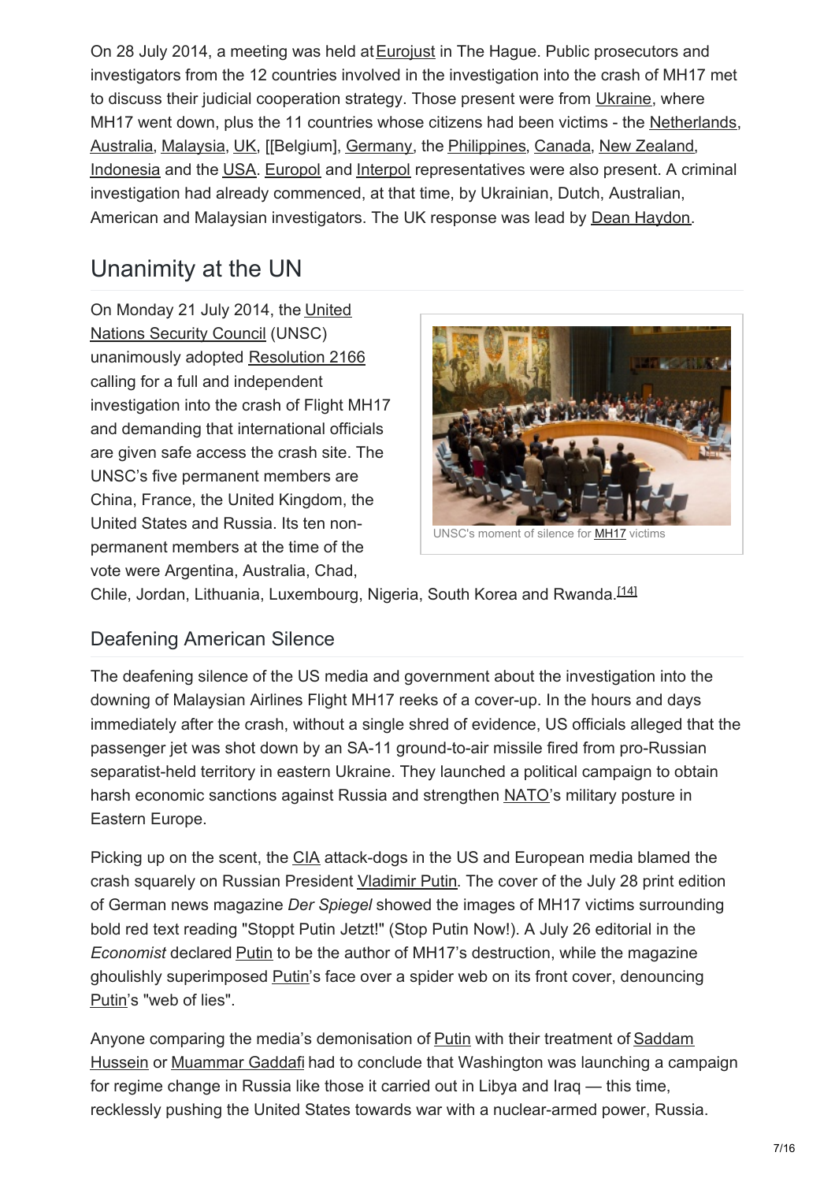On 28 July 2014, a meeting was held at Eurojust in The Hague. Public prosecutors and investigators from the 12 countries involved in the investigation into the crash of MH17 met to discuss their judicial cooperation strategy. Those present were from Ukraine, where MH17 went down, plus the 11 countries whose citizens had been victims - the Netherlands, Australia, Malaysia, UK, [[Belgium], Germany, the Philippines, Canada, New Zealand, Indonesia and the USA. Europol and Interpol representatives were also present. A criminal investigation had already commenced, at that time, by Ukrainian, Dutch, Australian, American and Malaysian investigators. The UK response was lead by Dean Haydon.

## Unanimity at the UN

On Monday 21 July 2014, the United Nations Security Council (UNSC) unanimously adopted Resolution 2166 calling for a full and independent investigation into the crash of Flight MH17 and demanding that international officials are given safe access the crash site. The UNSC's five permanent members are China, France, the United Kingdom, the United States and Russia. Its ten non-permanent members at the time of the vote were Argentina, Australia, Chad, Chile, Jordan, Lithuania, Luxembourg, Nigeria, South Korea and Rwanda.[14]

UNSC's moment of silence for MH17 victims

### Deafening American Silence

The deafening silence of the US media and government about the investigation into the downing of Malaysian Airlines Flight MH17 reeks of a cover-up. In the hours and days immediately after the crash, without a single shred of evidence, US officials alleged that the passenger jet was shot down by an SA-11 ground-to-air missile fired from pro-Russian separatist-held territory in eastern Ukraine. They launched a political campaign to obtain harsh economic sanctions against Russia and strengthen NATO's military posture in Eastern Europe.

Picking up on the scent, the CIA attack-dogs in the US and European media blamed the crash squarely on Russian President Vladimir Putin. The cover of the July 28 print edition of German news magazine *Der Spiegel* showed the images of MH17 victims surrounding bold red text reading "Stoppt Putin Jetzt!" (Stop Putin Now!). A July 26 editorial in the *Economist* declared Putin to be the author of MH17's destruction, while the magazine ghoulishly superimposed Putin's face over a spider web on its front cover, denouncing Putin's "web of lies".

Anyone comparing the media's demonisation of Putin with their treatment of Saddam Hussein or Muammar Gaddafi had to conclude that Washington was launching a campaign for regime change in Russia like those it carried out in Libya and Iraq — this time, recklessly pushing the United States towards war with a nuclear-armed power, Russia.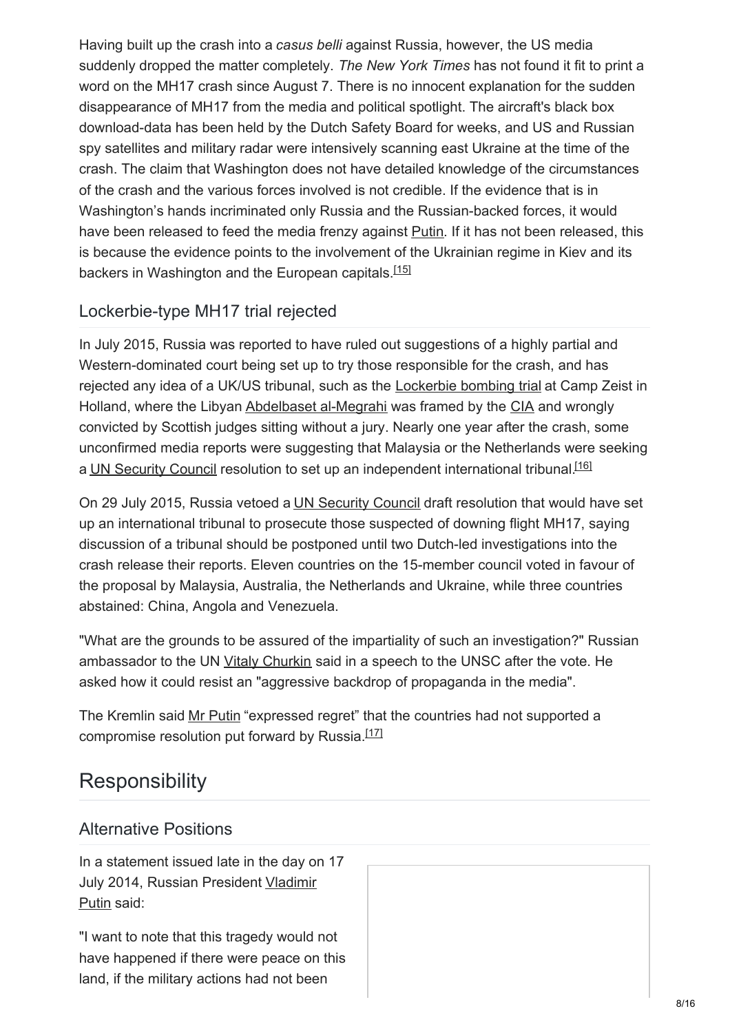Having built up the crash into a *casus belli* against Russia, however, the US media suddenly dropped the matter completely. *The New York Times* has not found it fit to print a word on the MH17 crash since August 7. There is no innocent explanation for the sudden disappearance of MH17 from the media and political spotlight. The aircraft's black box download-data has been held by the Dutch Safety Board for weeks, and US and Russian spy satellites and military radar were intensively scanning east Ukraine at the time of the crash. The claim that Washington does not have detailed knowledge of the circumstances of the crash and the various forces involved is not credible. If the evidence that is in Washington's hands incriminated only Russia and the Russian-backed forces, it would have been released to feed the media frenzy against Putin. If it has not been released, this is because the evidence points to the involvement of the Ukrainian regime in Kiev and its backers in Washington and the European capitals.[15]

### Lockerbie-type MH17 trial rejected

In July 2015, Russia was reported to have ruled out suggestions of a highly partial and Western-dominated court being set up to try those responsible for the crash, and has rejected any idea of a UK/US tribunal, such as the Lockerbie bombing trial at Camp Zeist in Holland, where the Libyan Abdelbaset al-Megrahi was framed by the CIA and wrongly convicted by Scottish judges sitting without a jury. Nearly one year after the crash, some unconfirmed media reports were suggesting that Malaysia or the Netherlands were seeking a UN Security Council resolution to set up an independent international tribunal.[16]

On 29 July 2015, Russia vetoed a UN Security Council draft resolution that would have set up an international tribunal to prosecute those suspected of downing flight MH17, saying discussion of a tribunal should be postponed until two Dutch-led investigations into the crash release their reports. Eleven countries on the 15-member council voted in favour of the proposal by Malaysia, Australia, the Netherlands and Ukraine, while three countries abstained: China, Angola and Venezuela.

"What are the grounds to be assured of the impartiality of such an investigation?" Russian ambassador to the UN Vitaly Churkin said in a speech to the UNSC after the vote. He asked how it could resist an "aggressive backdrop of propaganda in the media".

The Kremlin said Mr Putin "expressed regret" that the countries had not supported a compromise resolution put forward by Russia.[17]

## Responsibility

### Alternative Positions

In a statement issued late in the day on 17 July 2014, Russian President Vladimir Putin said:

"I want to note that this tragedy would not have happened if there were peace on this land, if the military actions had not been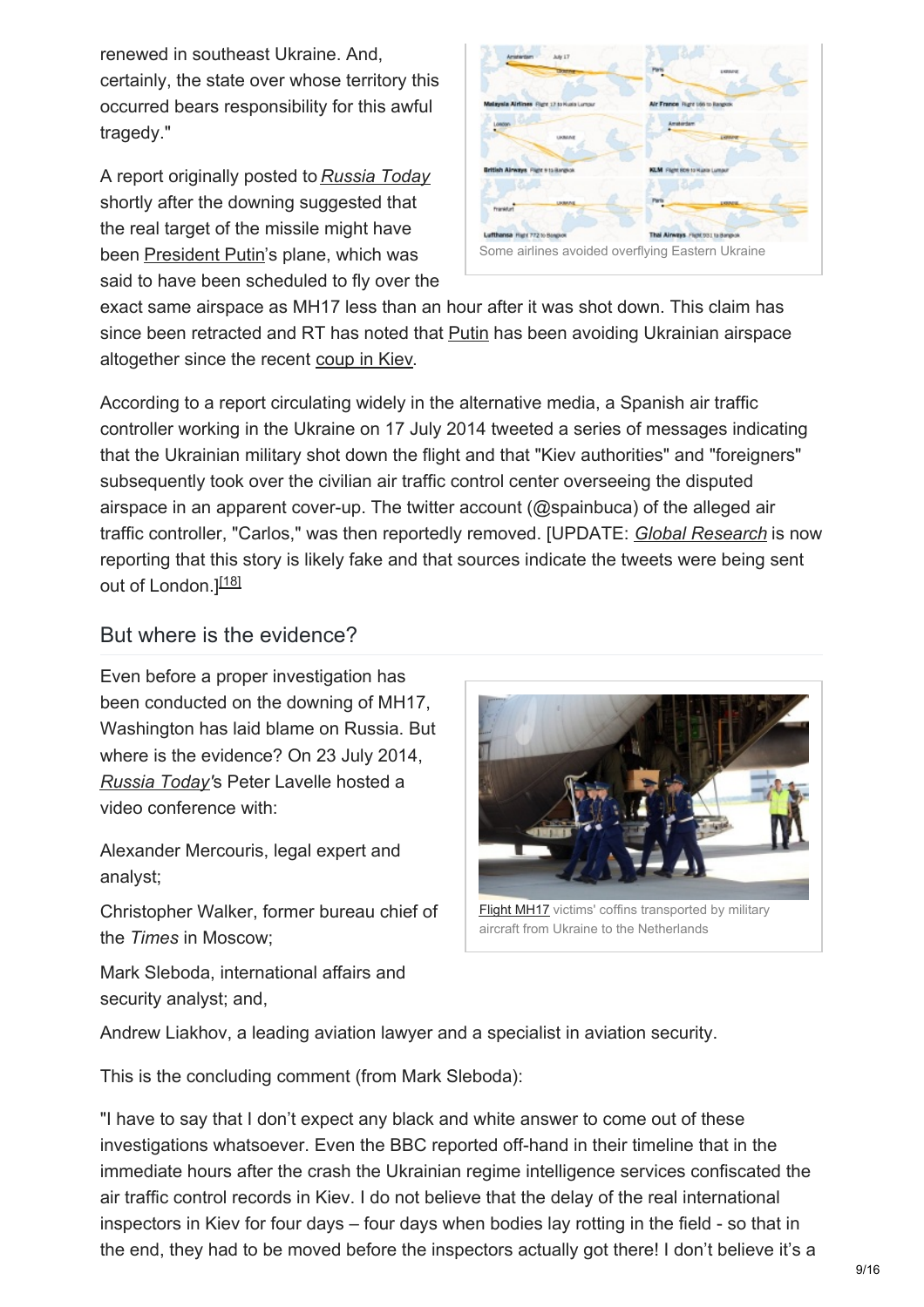renewed in southeast Ukraine. And, certainly, the state over whose territory this occurred bears responsibility for this awful tragedy."

A report originally posted to *Russia Today* shortly after the downing suggested that the real target of the missile might have been President Putin's plane, which was said to have been scheduled to fly over the exact same airspace as MH17 less than an hour after it was shot down. This claim has since been retracted and RT has noted that Putin has been avoiding Ukrainian airspace altogether since the recent coup in Kiev.

Some airlines avoided overflying Eastern Ukraine

According to a report circulating widely in the alternative media, a Spanish air traffic controller working in the Ukraine on 17 July 2014 tweeted a series of messages indicating that the Ukrainian military shot down the flight and that "Kiev authorities" and "foreigners" subsequently took over the civilian air traffic control center overseeing the disputed airspace in an apparent cover-up. The twitter account (@spainbuca) of the alleged air traffic controller, "Carlos," was then reportedly removed. [UPDATE: *Global Research* is now reporting that this story is likely fake and that sources indicate the tweets were being sent out of London.][18]

## But where is the evidence?

Even before a proper investigation has been conducted on the downing of MH17, Washington has laid blame on Russia. But where is the evidence? On 23 July 2014, *Russia Today*'s Peter Lavelle hosted a video conference with:

Alexander Mercouris, legal expert and analyst;

Christopher Walker, former bureau chief of the *Times* in Moscow;

Mark Sleboda, international affairs and security analyst; and,

Andrew Liakhov, a leading aviation lawyer and a specialist in aviation security.

Flight MH17 victims' coffins transported by military aircraft from Ukraine to the Netherlands

This is the concluding comment (from Mark Sleboda):

"I have to say that I don't expect any black and white answer to come out of these investigations whatsoever. Even the BBC reported off-hand in their timeline that in the immediate hours after the crash the Ukrainian regime intelligence services confiscated the air traffic control records in Kiev. I do not believe that the delay of the real international inspectors in Kiev for four days – four days when bodies lay rotting in the field - so that in the end, they had to be moved before the inspectors actually got there! I don't believe it's a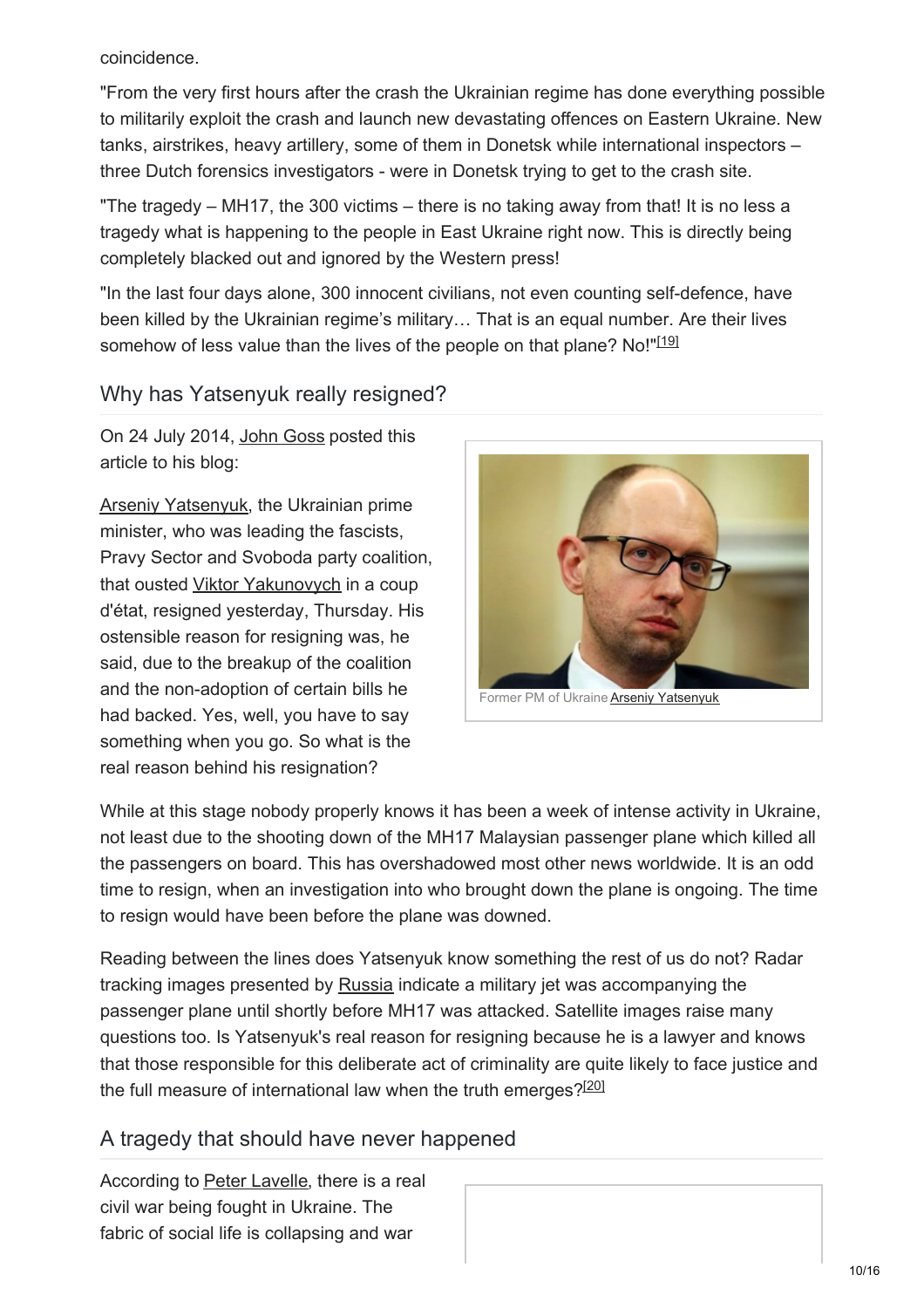coincidence.

"From the very first hours after the crash the Ukrainian regime has done everything possible to militarily exploit the crash and launch new devastating offences on Eastern Ukraine. New tanks, airstrikes, heavy artillery, some of them in Donetsk while international inspectors – three Dutch forensics investigators - were in Donetsk trying to get to the crash site.

"The tragedy – MH17, the 300 victims – there is no taking away from that! It is no less a tragedy what is happening to the people in East Ukraine right now. This is directly being completely blacked out and ignored by the Western press!

"In the last four days alone, 300 innocent civilians, not even counting self-defence, have been killed by the Ukrainian regime's military… That is an equal number. Are their lives somehow of less value than the lives of the people on that plane? No!"[19]

## Why has Yatsenyuk really resigned?

On 24 July 2014, John Goss posted this article to his blog:

Arseniy Yatsenyuk, the Ukrainian prime minister, who was leading the fascists, Pravy Sector and Svoboda party coalition, that ousted Viktor Yakunovych in a coup d'état, resigned yesterday, Thursday. His ostensible reason for resigning was, he said, due to the breakup of the coalition and the non-adoption of certain bills he had backed. Yes, well, you have to say something when you go. So what is the real reason behind his resignation?

Former PM of Ukraine Arseniy Yatsenyuk

While at this stage nobody properly knows it has been a week of intense activity in Ukraine, not least due to the shooting down of the MH17 Malaysian passenger plane which killed all the passengers on board. This has overshadowed most other news worldwide. It is an odd time to resign, when an investigation into who brought down the plane is ongoing. The time to resign would have been before the plane was downed.

Reading between the lines does Yatsenyuk know something the rest of us do not? Radar tracking images presented by Russia indicate a military jet was accompanying the passenger plane until shortly before MH17 was attacked. Satellite images raise many questions too. Is Yatsenyuk's real reason for resigning because he is a lawyer and knows that those responsible for this deliberate act of criminality are quite likely to face justice and the full measure of international law when the truth emerges?[20]

## A tragedy that should have never happened

According to Peter Lavelle, there is a real civil war being fought in Ukraine. The fabric of social life is collapsing and war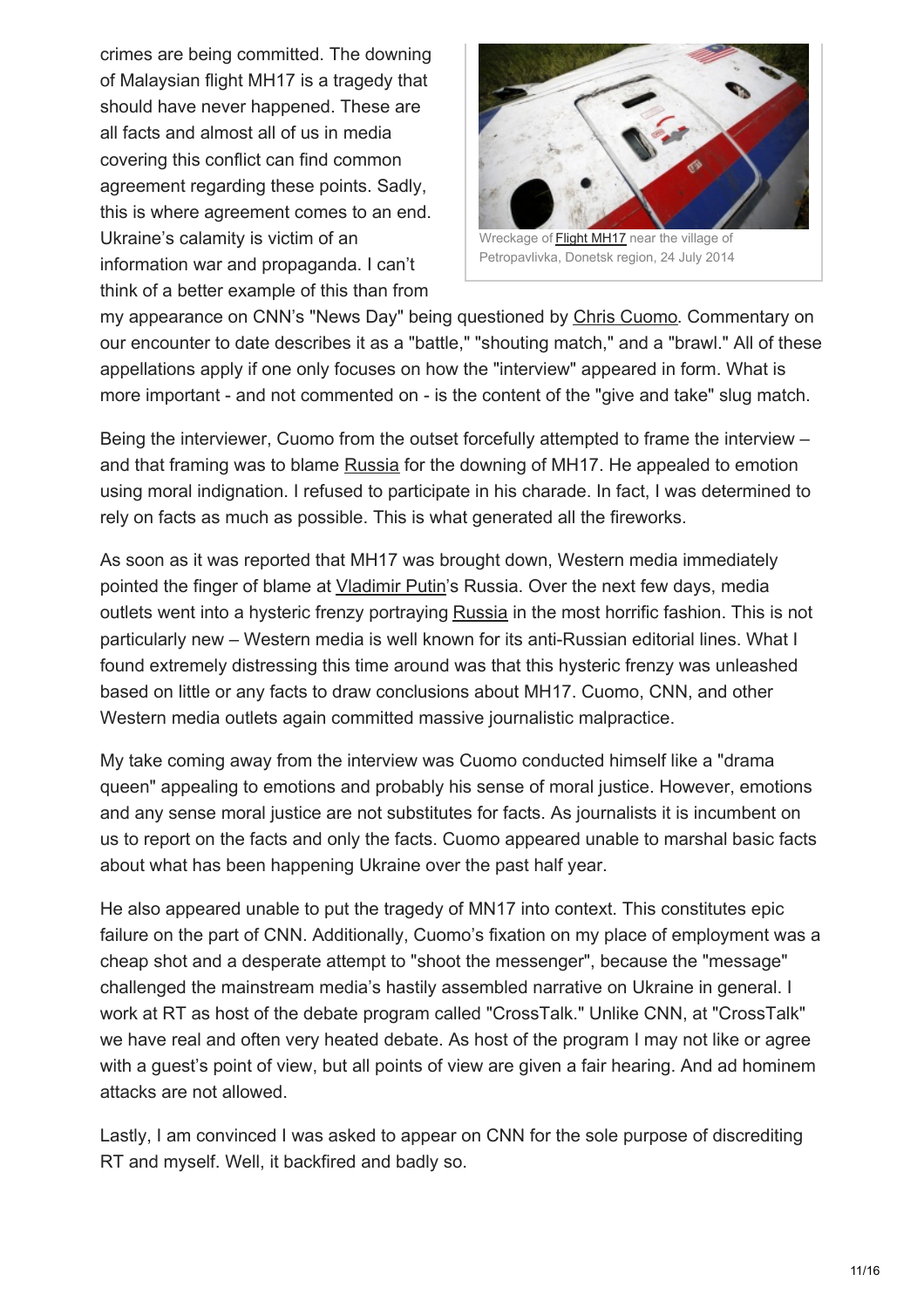crimes are being committed. The downing of Malaysian flight MH17 is a tragedy that should have never happened. These are all facts and almost all of us in media covering this conflict can find common agreement regarding these points. Sadly, this is where agreement comes to an end. Ukraine's calamity is victim of an information war and propaganda. I can't think of a better example of this than from my appearance on CNN's "News Day" being questioned by Chris Cuomo. Commentary on our encounter to date describes it as a "battle," "shouting match," and a "brawl." All of these appellations apply if one only focuses on how the "interview" appeared in form. What is more important - and not commented on - is the content of the "give and take" slug match.

Wreckage of Flight MH17 near the village of Petropavlivka, Donetsk region, 24 July 2014

Being the interviewer, Cuomo from the outset forcefully attempted to frame the interview – and that framing was to blame Russia for the downing of MH17. He appealed to emotion using moral indignation. I refused to participate in his charade. In fact, I was determined to rely on facts as much as possible. This is what generated all the fireworks.

As soon as it was reported that MH17 was brought down, Western media immediately pointed the finger of blame at Vladimir Putin's Russia. Over the next few days, media outlets went into a hysteric frenzy portraying Russia in the most horrific fashion. This is not particularly new – Western media is well known for its anti-Russian editorial lines. What I found extremely distressing this time around was that this hysteric frenzy was unleashed based on little or any facts to draw conclusions about MH17. Cuomo, CNN, and other Western media outlets again committed massive journalistic malpractice.

My take coming away from the interview was Cuomo conducted himself like a "drama queen" appealing to emotions and probably his sense of moral justice. However, emotions and any sense moral justice are not substitutes for facts. As journalists it is incumbent on us to report on the facts and only the facts. Cuomo appeared unable to marshal basic facts about what has been happening Ukraine over the past half year.

He also appeared unable to put the tragedy of MN17 into context. This constitutes epic failure on the part of CNN. Additionally, Cuomo's fixation on my place of employment was a cheap shot and a desperate attempt to "shoot the messenger", because the "message" challenged the mainstream media's hastily assembled narrative on Ukraine in general. I work at RT as host of the debate program called "CrossTalk." Unlike CNN, at "CrossTalk" we have real and often very heated debate. As host of the program I may not like or agree with a guest's point of view, but all points of view are given a fair hearing. And ad hominem attacks are not allowed.

Lastly, I am convinced I was asked to appear on CNN for the sole purpose of discrediting RT and myself. Well, it backfired and badly so.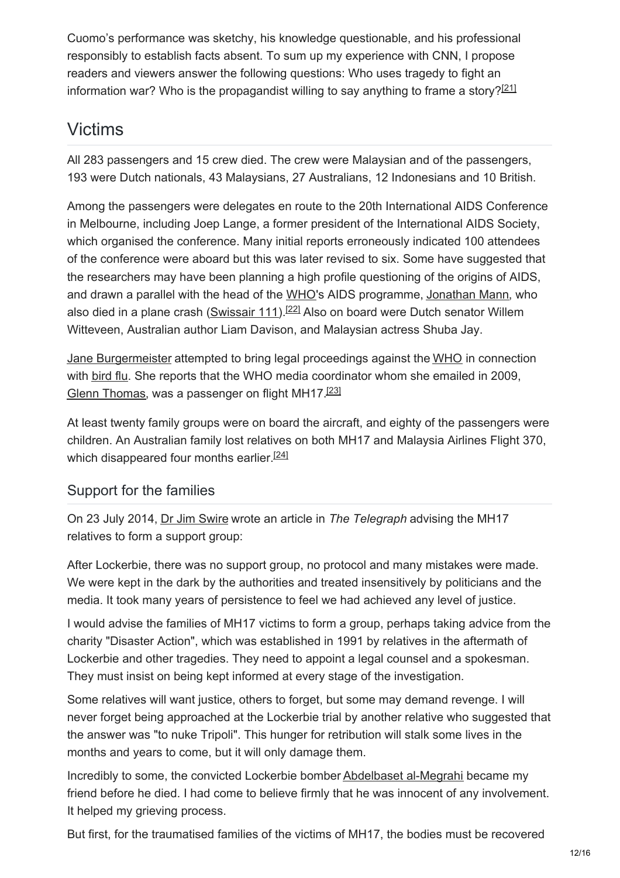Cuomo's performance was sketchy, his knowledge questionable, and his professional responsibly to establish facts absent. To sum up my experience with CNN, I propose readers and viewers answer the following questions: Who uses tragedy to fight an information war? Who is the propagandist willing to say anything to frame a story?[21]

## Victims

All 283 passengers and 15 crew died. The crew were Malaysian and of the passengers, 193 were Dutch nationals, 43 Malaysians, 27 Australians, 12 Indonesians and 10 British.

Among the passengers were delegates en route to the 20th International AIDS Conference in Melbourne, including Joep Lange, a former president of the International AIDS Society, which organised the conference. Many initial reports erroneously indicated 100 attendees of the conference were aboard but this was later revised to six. Some have suggested that the researchers may have been planning a high profile questioning of the origins of AIDS, and drawn a parallel with the head of the WHO's AIDS programme, Jonathan Mann, who also died in a plane crash (Swissair 111).[22] Also on board were Dutch senator Willem Witteveen, Australian author Liam Davison, and Malaysian actress Shuba Jay.

Jane Burgermeister attempted to bring legal proceedings against the WHO in connection with bird flu. She reports that the WHO media coordinator whom she emailed in 2009, Glenn Thomas, was a passenger on flight MH17.[23]

At least twenty family groups were on board the aircraft, and eighty of the passengers were children. An Australian family lost relatives on both MH17 and Malaysia Airlines Flight 370, which disappeared four months earlier.[24]

### Support for the families

On 23 July 2014, Dr Jim Swire wrote an article in *The Telegraph* advising the MH17 relatives to form a support group:

After Lockerbie, there was no support group, no protocol and many mistakes were made. We were kept in the dark by the authorities and treated insensitively by politicians and the media. It took many years of persistence to feel we had achieved any level of justice.

I would advise the families of MH17 victims to form a group, perhaps taking advice from the charity "Disaster Action", which was established in 1991 by relatives in the aftermath of Lockerbie and other tragedies. They need to appoint a legal counsel and a spokesman. They must insist on being kept informed at every stage of the investigation.

Some relatives will want justice, others to forget, but some may demand revenge. I will never forget being approached at the Lockerbie trial by another relative who suggested that the answer was "to nuke Tripoli". This hunger for retribution will stalk some lives in the months and years to come, but it will only damage them.

Incredibly to some, the convicted Lockerbie bomber Abdelbaset al-Megrahi became my friend before he died. I had come to believe firmly that he was innocent of any involvement. It helped my grieving process.

But first, for the traumatised families of the victims of MH17, the bodies must be recovered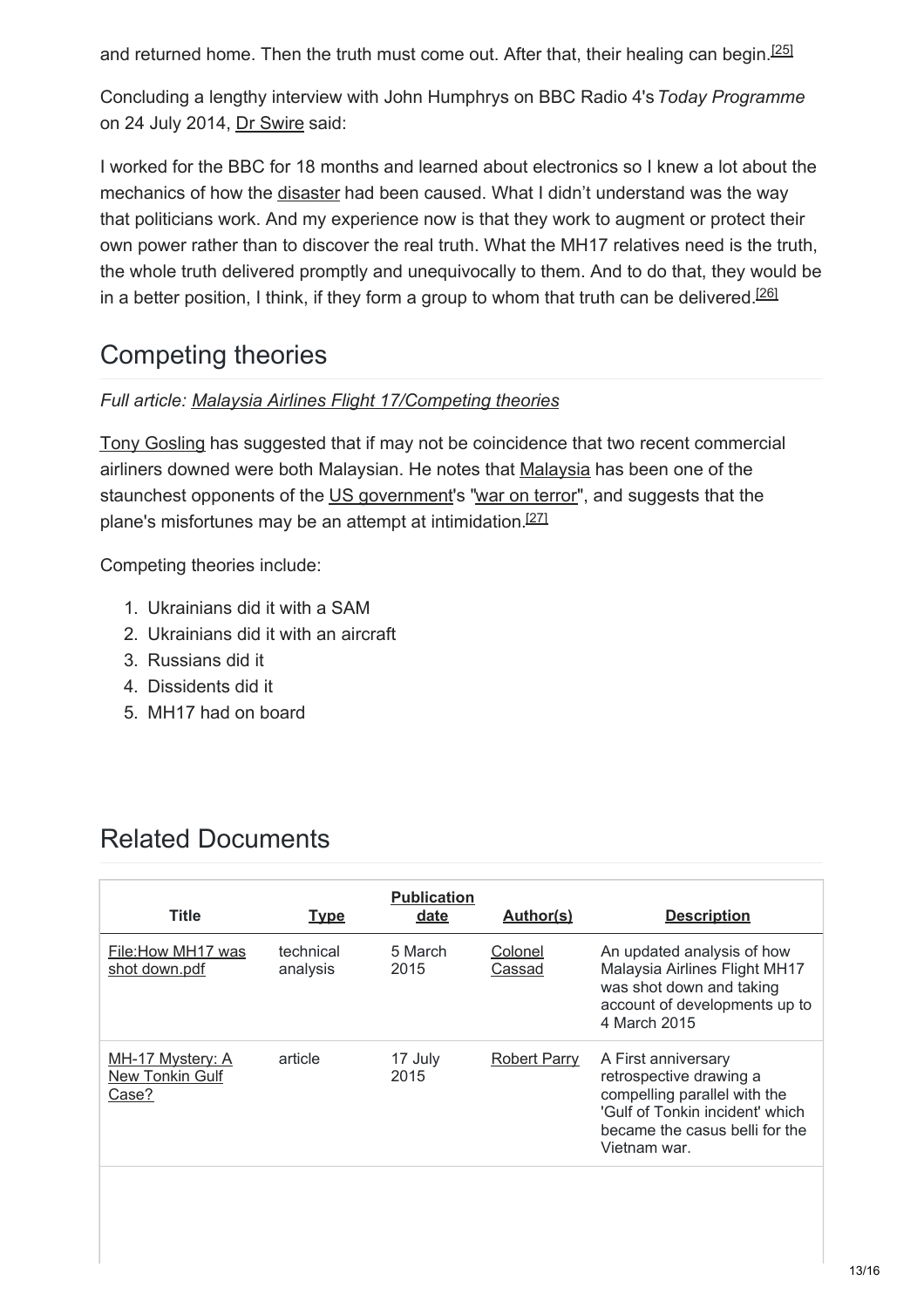and returned home. Then the truth must come out. After that, their healing can begin.[25]

Concluding a lengthy interview with John Humphrys on BBC Radio 4's *Today Programme* on 24 July 2014, Dr Swire said:

I worked for the BBC for 18 months and learned about electronics so I knew a lot about the mechanics of how the disaster had been caused. What I didn't understand was the way that politicians work. And my experience now is that they work to augment or protect their own power rather than to discover the real truth. What the MH17 relatives need is the truth, the whole truth delivered promptly and unequivocally to them. And to do that, they would be in a better position, I think, if they form a group to whom that truth can be delivered.[26]

## Competing theories

*Full article: Malaysia Airlines Flight 17/Competing theories*

Tony Gosling has suggested that if may not be coincidence that two recent commercial airliners downed were both Malaysian. He notes that Malaysia has been one of the staunchest opponents of the US government's "war on terror", and suggests that the plane's misfortunes may be an attempt at intimidation.[27]

Competing theories include:

1. Ukrainians did it with a SAM
2. Ukrainians did it with an aircraft
3. Russians did it
4. Dissidents did it
5. MH17 had on board

## Related Documents

| Title | Type | Publication date | Author(s) | Description |
|---|---|---|---|---|
| File:How MH17 was shot down.pdf | technical analysis | 5 March 2015 | Colonel Cassad | An updated analysis of how Malaysia Airlines Flight MH17 was shot down and taking account of developments up to 4 March 2015 |
| MH-17 Mystery: A New Tonkin Gulf Case? | article | 17 July 2015 | Robert Parry | A First anniversary retrospective drawing a compelling parallel with the 'Gulf of Tonkin incident' which became the casus belli for the Vietnam war. |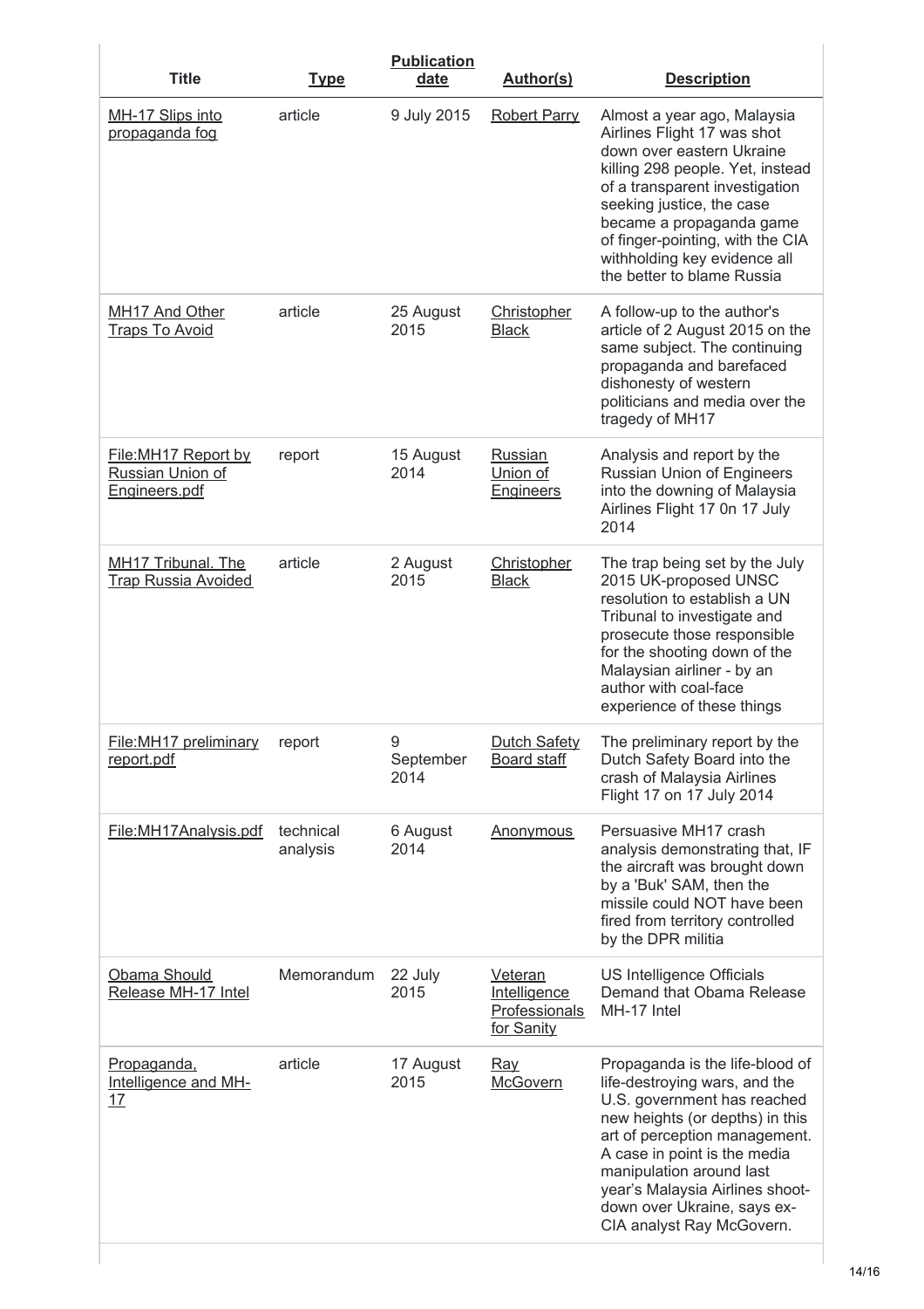| Title | Type | Publication date | Author(s) | Description |
| --- | --- | --- | --- | --- |
| MH-17 Slips into propaganda fog | article | 9 July 2015 | Robert Parry | Almost a year ago, Malaysia Airlines Flight 17 was shot down over eastern Ukraine killing 298 people. Yet, instead of a transparent investigation seeking justice, the case became a propaganda game of finger-pointing, with the CIA withholding key evidence all the better to blame Russia |
| MH17 And Other Traps To Avoid | article | 25 August 2015 | Christopher Black | A follow-up to the author's article of 2 August 2015 on the same subject. The continuing propaganda and barefaced dishonesty of western politicians and media over the tragedy of MH17 |
| File:MH17 Report by Russian Union of Engineers.pdf | report | 15 August 2014 | Russian Union of Engineers | Analysis and report by the Russian Union of Engineers into the downing of Malaysia Airlines Flight 17 0n 17 July 2014 |
| MH17 Tribunal. The Trap Russia Avoided | article | 2 August 2015 | Christopher Black | The trap being set by the July 2015 UK-proposed UNSC resolution to establish a UN Tribunal to investigate and prosecute those responsible for the shooting down of the Malaysian airliner - by an author with coal-face experience of these things |
| File:MH17 preliminary report.pdf | report | 9 September 2014 | Dutch Safety Board staff | The preliminary report by the Dutch Safety Board into the crash of Malaysia Airlines Flight 17 on 17 July 2014 |
| File:MH17Analysis.pdf | technical analysis | 6 August 2014 | Anonymous | Persuasive MH17 crash analysis demonstrating that, IF the aircraft was brought down by a 'Buk' SAM, then the missile could NOT have been fired from territory controlled by the DPR militia |
| Obama Should Release MH-17 Intel | Memorandum | 22 July 2015 | Veteran Intelligence Professionals for Sanity | US Intelligence Officials Demand that Obama Release MH-17 Intel |
| Propaganda, Intelligence and MH-17 | article | 17 August 2015 | Ray McGovern | Propaganda is the life-blood of life-destroying wars, and the U.S. government has reached new heights (or depths) in this art of perception management. A case in point is the media manipulation around last year's Malaysia Airlines shoot-down over Ukraine, says ex-CIA analyst Ray McGovern. |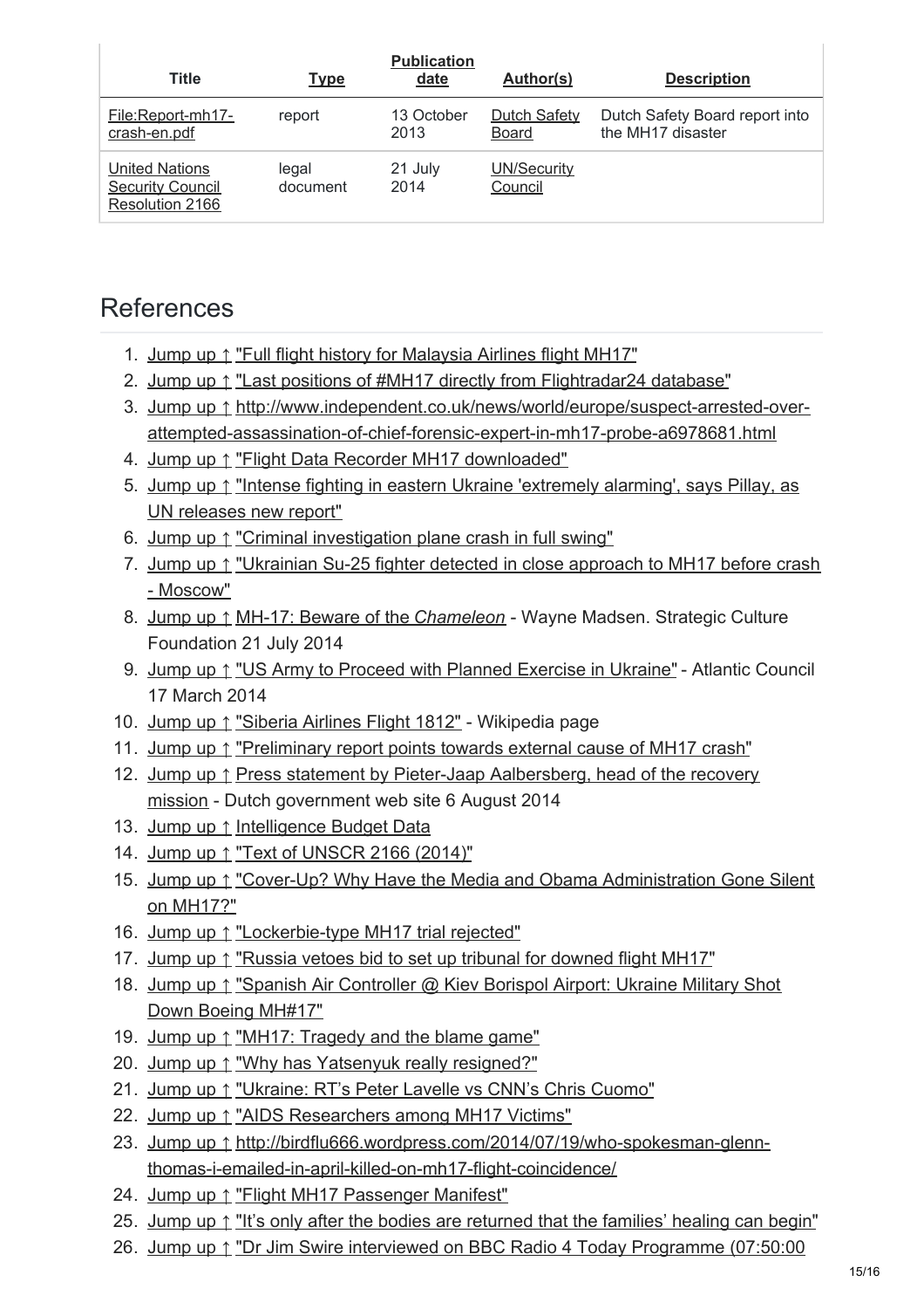| Title | Type | Publication date | Author(s) | Description |
| --- | --- | --- | --- | --- |
| File:Report-mh17-crash-en.pdf | report | 13 October 2013 | Dutch Safety Board | Dutch Safety Board report into the MH17 disaster |
| United Nations Security Council Resolution 2166 | legal document | 21 July 2014 | UN/Security Council | |

## References

1. Jump up ↑ "Full flight history for Malaysia Airlines flight MH17"
2. Jump up ↑ "Last positions of #MH17 directly from Flightradar24 database"
3. Jump up ↑ http://www.independent.co.uk/news/world/europe/suspect-arrested-over-attempted-assassination-of-chief-forensic-expert-in-mh17-probe-a6978681.html
4. Jump up ↑ "Flight Data Recorder MH17 downloaded"
5. Jump up ↑ "Intense fighting in eastern Ukraine 'extremely alarming', says Pillay, as UN releases new report"
6. Jump up ↑ "Criminal investigation plane crash in full swing"
7. Jump up ↑ "Ukrainian Su-25 fighter detected in close approach to MH17 before crash - Moscow"
8. Jump up ↑ MH-17: Beware of the *Chameleon* - Wayne Madsen. Strategic Culture Foundation 21 July 2014
9. Jump up ↑ "US Army to Proceed with Planned Exercise in Ukraine" - Atlantic Council 17 March 2014
10. Jump up ↑ "Siberia Airlines Flight 1812" - Wikipedia page
11. Jump up ↑ "Preliminary report points towards external cause of MH17 crash"
12. Jump up ↑ Press statement by Pieter-Jaap Aalbersberg, head of the recovery mission - Dutch government web site 6 August 2014
13. Jump up ↑ Intelligence Budget Data
14. Jump up ↑ "Text of UNSCR 2166 (2014)"
15. Jump up ↑ "Cover-Up? Why Have the Media and Obama Administration Gone Silent on MH17?"
16. Jump up ↑ "Lockerbie-type MH17 trial rejected"
17. Jump up ↑ "Russia vetoes bid to set up tribunal for downed flight MH17"
18. Jump up ↑ "Spanish Air Controller @ Kiev Borispol Airport: Ukraine Military Shot Down Boeing MH#17"
19. Jump up ↑ "MH17: Tragedy and the blame game"
20. Jump up ↑ "Why has Yatsenyuk really resigned?"
21. Jump up ↑ "Ukraine: RT's Peter Lavelle vs CNN's Chris Cuomo"
22. Jump up ↑ "AIDS Researchers among MH17 Victims"
23. Jump up ↑ http://birdflu666.wordpress.com/2014/07/19/who-spokesman-glenn-thomas-i-emailed-in-april-killed-on-mh17-flight-coincidence/
24. Jump up ↑ "Flight MH17 Passenger Manifest"
25. Jump up ↑ "It's only after the bodies are returned that the families' healing can begin"
26. Jump up ↑ "Dr Jim Swire interviewed on BBC Radio 4 Today Programme (07:50:00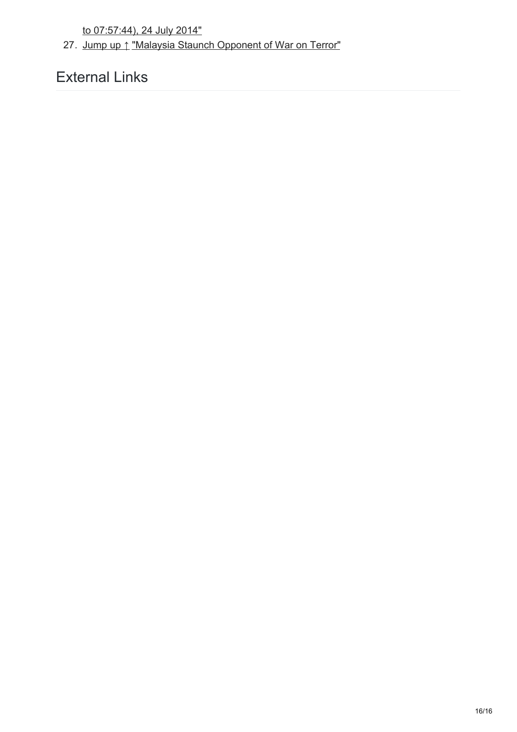to 07:57:44), 24 July 2014"

27. Jump up ↑ "Malaysia Staunch Opponent of War on Terror"

## External Links